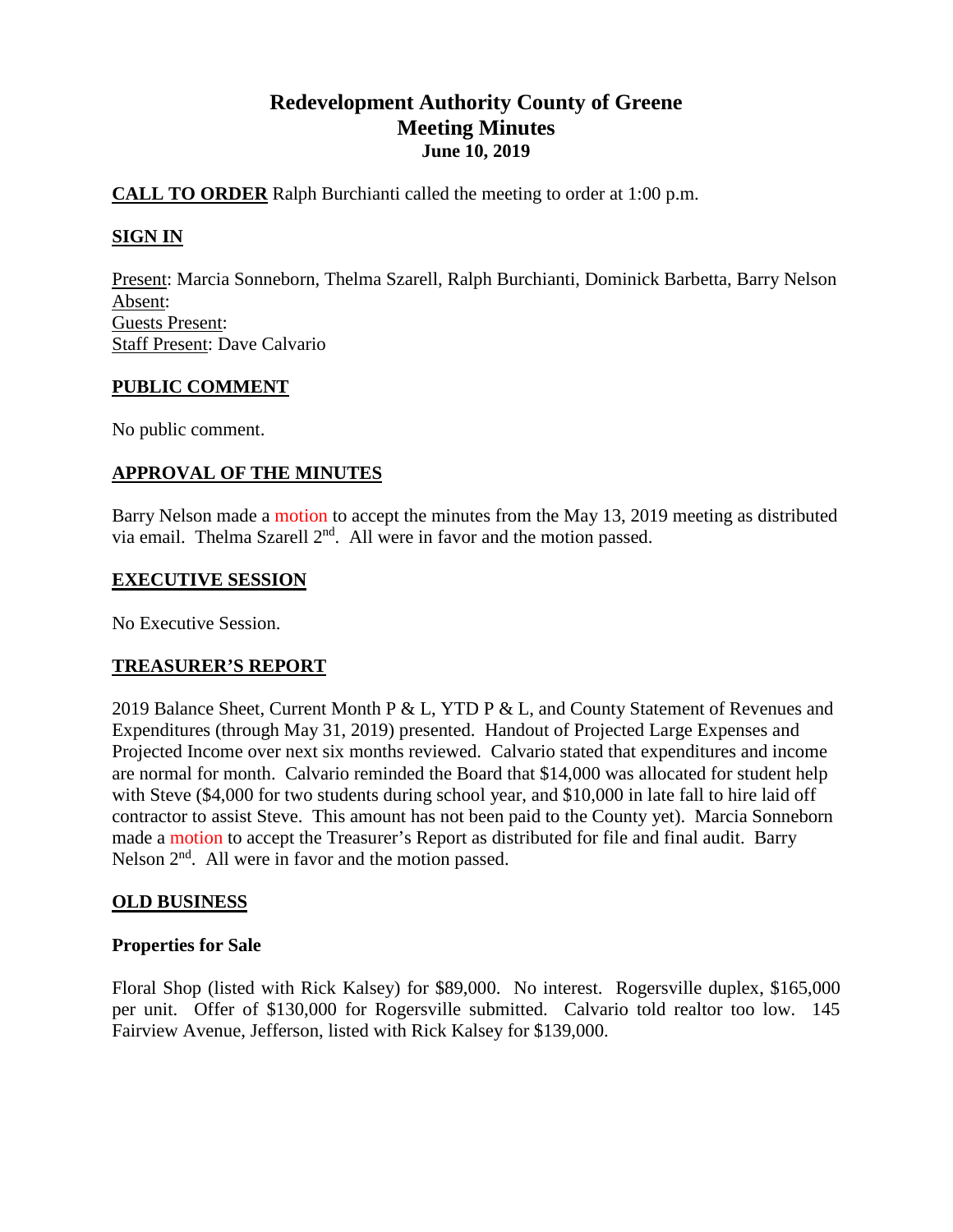# Redevelopment Authority County of Greene
## Meeting Minutes
### June 10, 2019

**CALL TO ORDER** Ralph Burchianti called the meeting to order at 1:00 p.m.

**SIGN IN**

Present: Marcia Sonneborn, Thelma Szarell, Ralph Burchianti, Dominick Barbetta, Barry Nelson
Absent:
Guests Present:
Staff Present: Dave Calvario

**PUBLIC COMMENT**

No public comment.

**APPROVAL OF THE MINUTES**

Barry Nelson made a motion to accept the minutes from the May 13, 2019 meeting as distributed via email. Thelma Szarell 2nd. All were in favor and the motion passed.

**EXECUTIVE SESSION**

No Executive Session.

**TREASURER'S REPORT**

2019 Balance Sheet, Current Month P & L, YTD P & L, and County Statement of Revenues and Expenditures (through May 31, 2019) presented. Handout of Projected Large Expenses and Projected Income over next six months reviewed. Calvario stated that expenditures and income are normal for month. Calvario reminded the Board that $14,000 was allocated for student help with Steve ($4,000 for two students during school year, and $10,000 in late fall to hire laid off contractor to assist Steve. This amount has not been paid to the County yet). Marcia Sonneborn made a motion to accept the Treasurer's Report as distributed for file and final audit. Barry Nelson 2nd. All were in favor and the motion passed.

**OLD BUSINESS**

**Properties for Sale**

Floral Shop (listed with Rick Kalsey) for $89,000. No interest. Rogersville duplex, $165,000 per unit. Offer of $130,000 for Rogersville submitted. Calvario told realtor too low. 145 Fairview Avenue, Jefferson, listed with Rick Kalsey for $139,000.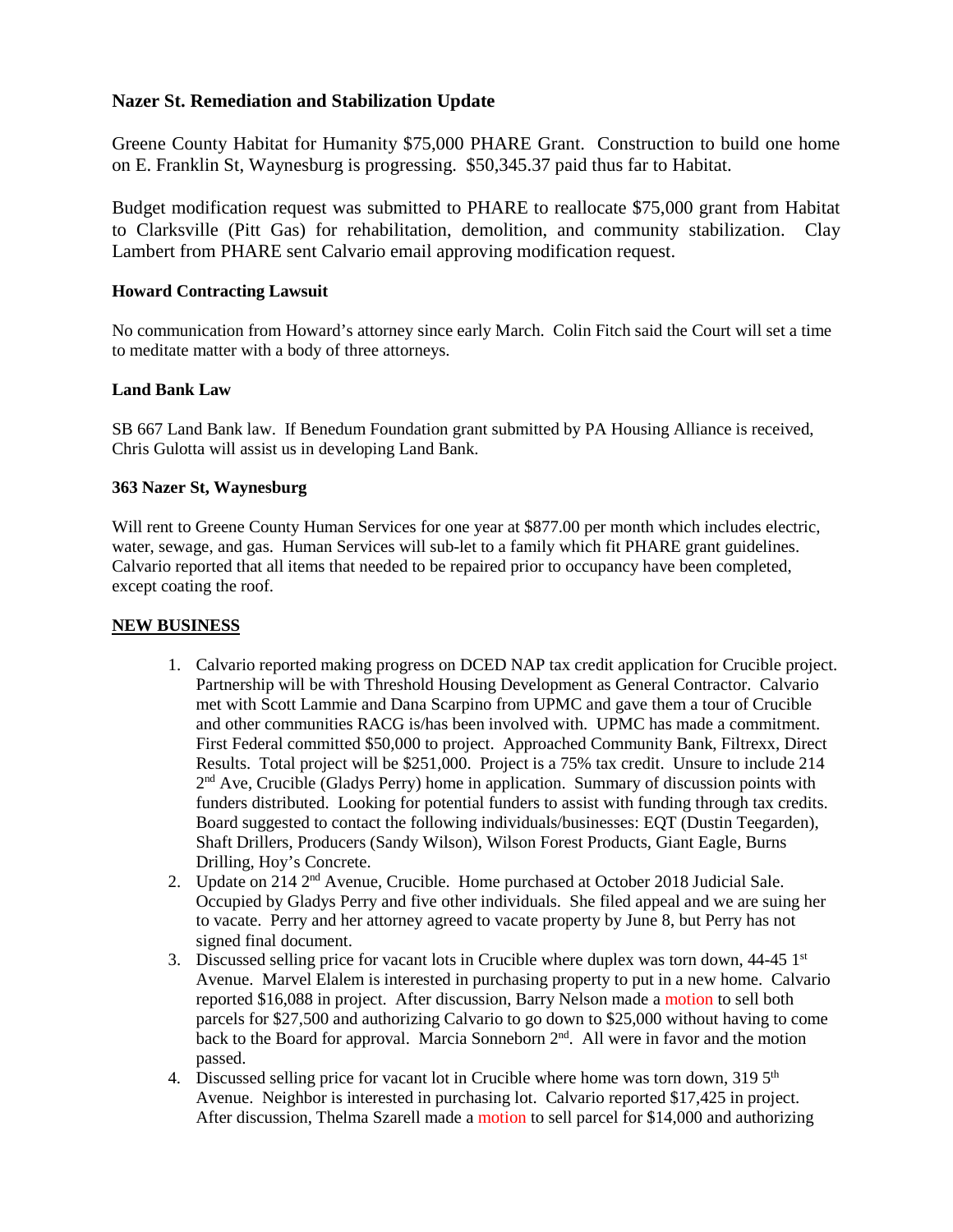**Nazer St. Remediation and Stabilization Update**

Greene County Habitat for Humanity $75,000 PHARE Grant. Construction to build one home on E. Franklin St, Waynesburg is progressing. $50,345.37 paid thus far to Habitat.

Budget modification request was submitted to PHARE to reallocate $75,000 grant from Habitat to Clarksville (Pitt Gas) for rehabilitation, demolition, and community stabilization. Clay Lambert from PHARE sent Calvario email approving modification request.

**Howard Contracting Lawsuit**

No communication from Howard's attorney since early March. Colin Fitch said the Court will set a time to meditate matter with a body of three attorneys.

**Land Bank Law**

SB 667 Land Bank law. If Benedum Foundation grant submitted by PA Housing Alliance is received, Chris Gulotta will assist us in developing Land Bank.

**363 Nazer St, Waynesburg**

Will rent to Greene County Human Services for one year at $877.00 per month which includes electric, water, sewage, and gas. Human Services will sub-let to a family which fit PHARE grant guidelines. Calvario reported that all items that needed to be repaired prior to occupancy have been completed, except coating the roof.

**NEW BUSINESS**

1. Calvario reported making progress on DCED NAP tax credit application for Crucible project. Partnership will be with Threshold Housing Development as General Contractor. Calvario met with Scott Lammie and Dana Scarpino from UPMC and gave them a tour of Crucible and other communities RACG is/has been involved with. UPMC has made a commitment. First Federal committed $50,000 to project. Approached Community Bank, Filtrexx, Direct Results. Total project will be $251,000. Project is a 75% tax credit. Unsure to include 214 2nd Ave, Crucible (Gladys Perry) home in application. Summary of discussion points with funders distributed. Looking for potential funders to assist with funding through tax credits. Board suggested to contact the following individuals/businesses: EQT (Dustin Teegarden), Shaft Drillers, Producers (Sandy Wilson), Wilson Forest Products, Giant Eagle, Burns Drilling, Hoy's Concrete.
2. Update on 214 2nd Avenue, Crucible. Home purchased at October 2018 Judicial Sale. Occupied by Gladys Perry and five other individuals. She filed appeal and we are suing her to vacate. Perry and her attorney agreed to vacate property by June 8, but Perry has not signed final document.
3. Discussed selling price for vacant lots in Crucible where duplex was torn down, 44-45 1st Avenue. Marvel Elalem is interested in purchasing property to put in a new home. Calvario reported $16,088 in project. After discussion, Barry Nelson made a motion to sell both parcels for $27,500 and authorizing Calvario to go down to $25,000 without having to come back to the Board for approval. Marcia Sonneborn 2nd. All were in favor and the motion passed.
4. Discussed selling price for vacant lot in Crucible where home was torn down, 319 5th Avenue. Neighbor is interested in purchasing lot. Calvario reported $17,425 in project. After discussion, Thelma Szarell made a motion to sell parcel for $14,000 and authorizing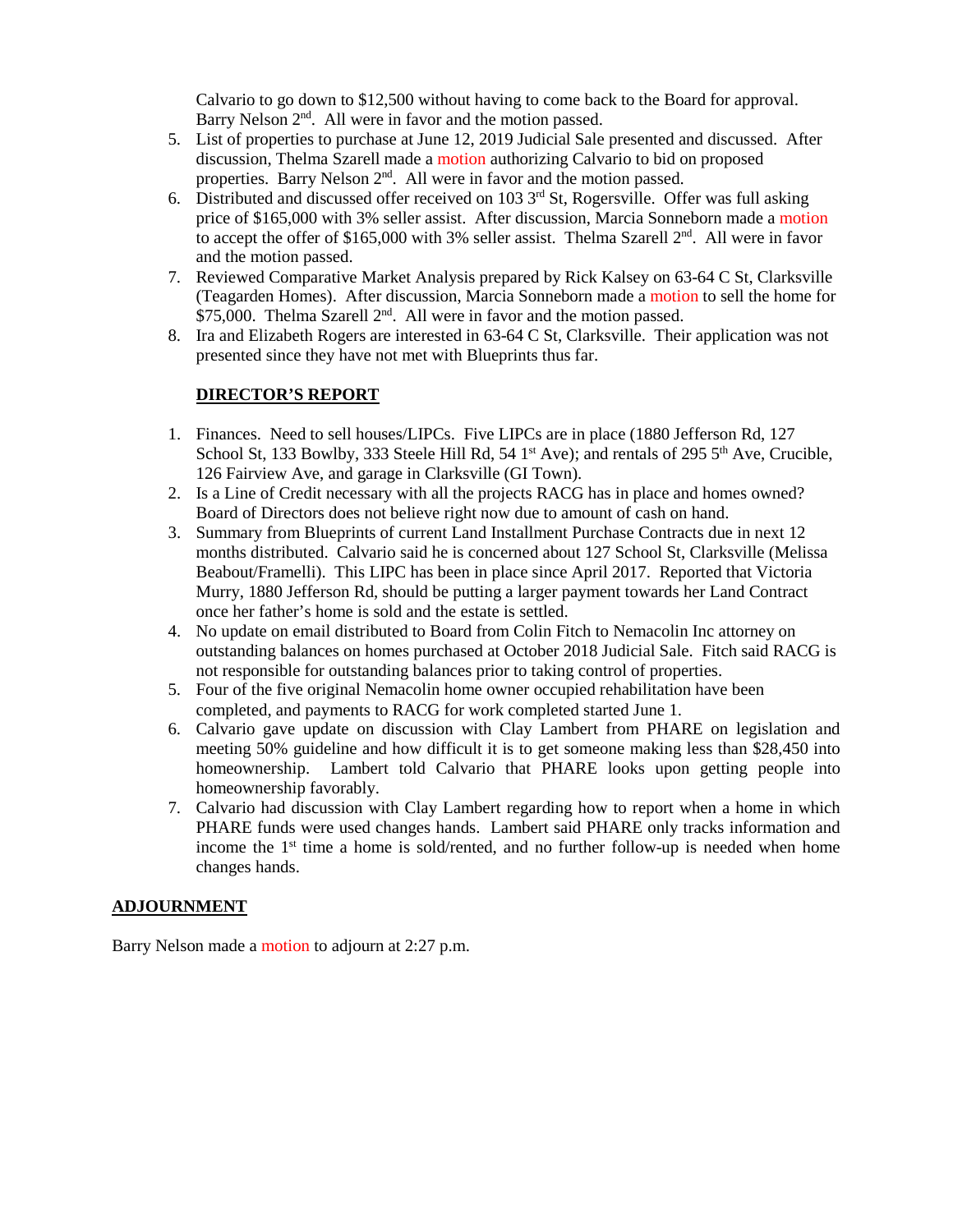Calvario to go down to $12,500 without having to come back to the Board for approval. Barry Nelson 2nd. All were in favor and the motion passed.

5. List of properties to purchase at June 12, 2019 Judicial Sale presented and discussed. After discussion, Thelma Szarell made a motion authorizing Calvario to bid on proposed properties. Barry Nelson 2nd. All were in favor and the motion passed.
6. Distributed and discussed offer received on 103 3rd St, Rogersville. Offer was full asking price of $165,000 with 3% seller assist. After discussion, Marcia Sonneborn made a motion to accept the offer of $165,000 with 3% seller assist. Thelma Szarell 2nd. All were in favor and the motion passed.
7. Reviewed Comparative Market Analysis prepared by Rick Kalsey on 63-64 C St, Clarksville (Teagarden Homes). After discussion, Marcia Sonneborn made a motion to sell the home for $75,000. Thelma Szarell 2nd. All were in favor and the motion passed.
8. Ira and Elizabeth Rogers are interested in 63-64 C St, Clarksville. Their application was not presented since they have not met with Blueprints thus far.

## DIRECTOR'S REPORT

1. Finances. Need to sell houses/LIPCs. Five LIPCs are in place (1880 Jefferson Rd, 127 School St, 133 Bowlby, 333 Steele Hill Rd, 54 1st Ave); and rentals of 295 5th Ave, Crucible, 126 Fairview Ave, and garage in Clarksville (GI Town).
2. Is a Line of Credit necessary with all the projects RACG has in place and homes owned? Board of Directors does not believe right now due to amount of cash on hand.
3. Summary from Blueprints of current Land Installment Purchase Contracts due in next 12 months distributed. Calvario said he is concerned about 127 School St, Clarksville (Melissa Beabout/Framelli). This LIPC has been in place since April 2017. Reported that Victoria Murry, 1880 Jefferson Rd, should be putting a larger payment towards her Land Contract once her father's home is sold and the estate is settled.
4. No update on email distributed to Board from Colin Fitch to Nemacolin Inc attorney on outstanding balances on homes purchased at October 2018 Judicial Sale. Fitch said RACG is not responsible for outstanding balances prior to taking control of properties.
5. Four of the five original Nemacolin home owner occupied rehabilitation have been completed, and payments to RACG for work completed started June 1.
6. Calvario gave update on discussion with Clay Lambert from PHARE on legislation and meeting 50% guideline and how difficult it is to get someone making less than $28,450 into homeownership. Lambert told Calvario that PHARE looks upon getting people into homeownership favorably.
7. Calvario had discussion with Clay Lambert regarding how to report when a home in which PHARE funds were used changes hands. Lambert said PHARE only tracks information and income the 1st time a home is sold/rented, and no further follow-up is needed when home changes hands.

## ADJOURNMENT

Barry Nelson made a motion to adjourn at 2:27 p.m.